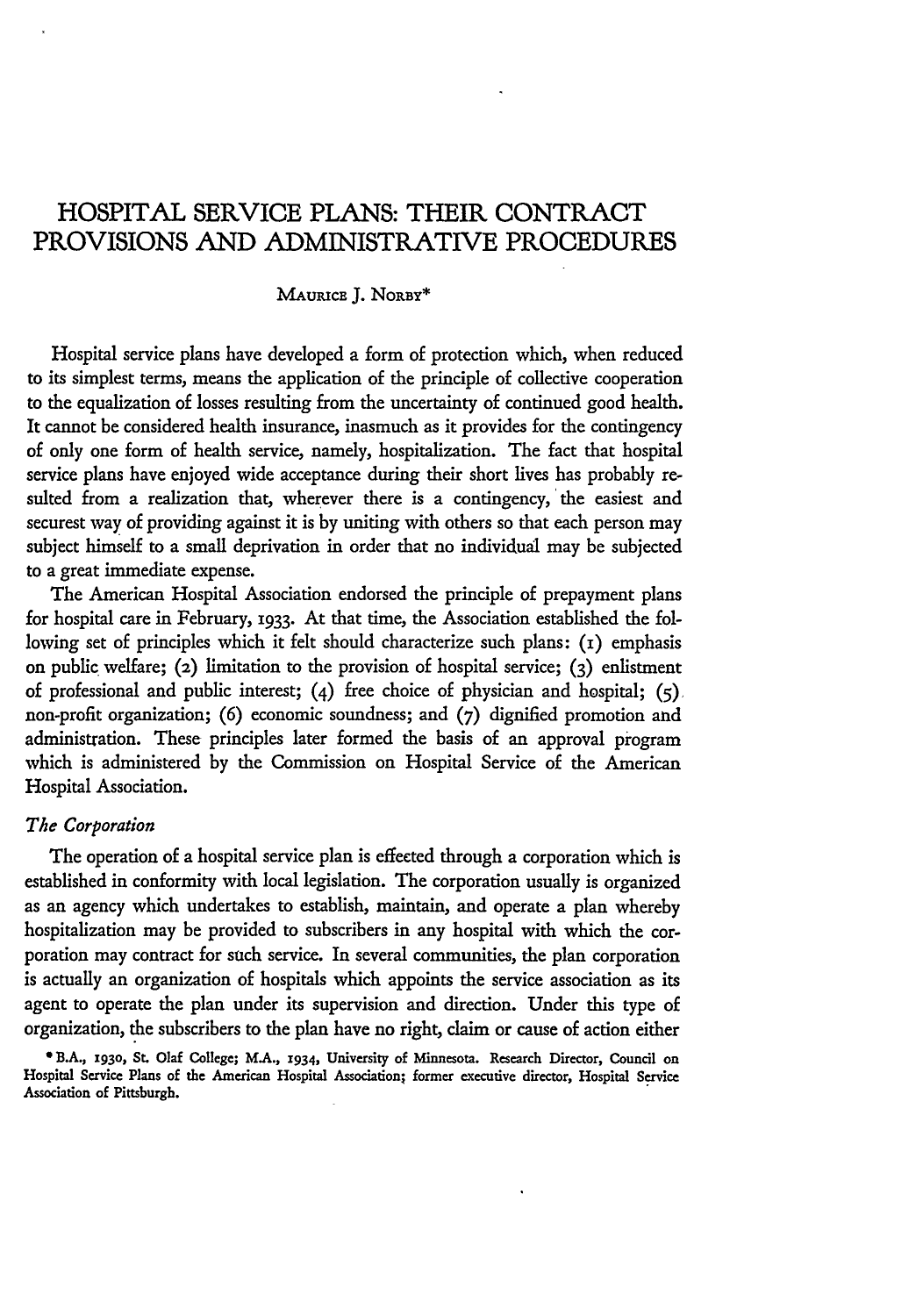# HOSPITAL SERVICE PLANS: THEIR CONTRACT PROVISIONS AND ADMINISTRATIVE PROCEDURES

MAURICE J. NORBY*

Hospital service plans have developed a form of protection which, when reduced to its simplest terms, means the application of the principle of collective cooperation to the equalization of losses resulting from the uncertainty of continued good health. It cannot be considered health insurance, inasmuch as it provides for the contingency of only one form of health service, namely, hospitalization. The fact that hospital service plans have enjoyed wide acceptance during their short lives has probably resulted from a realization that, wherever there is a contingency, the easiest and securest way of providing against it is by uniting with others so that each person may subject himself to a small deprivation in order that no individual may be subjected to a great immediate expense.

The American Hospital Association endorsed the principle of prepayment plans for hospital care in February, 1933. At that time, the Association established the following set of principles which it felt should characterize such plans: (1) emphasis on public welfare; (2) limitation to the provision of hospital service; (3) enlistment of professional and public interest; (4) free choice of physician and hospital; (5) non-profit organization; (6) economic soundness; and (7) dignified promotion and administration. These principles later formed the basis of an approval program which is administered by the Commission on Hospital Service of the American Hospital Association.

## *The Corporation*

The operation of a hospital service plan is effected through a corporation which is established in conformity with local legislation. The corporation usually is organized as an agency which undertakes to establish, maintain, and operate a plan whereby hospitalization may be provided to subscribers in any hospital with which the corporation may contract for such service. In several communities, the plan corporation is actually an organization of hospitals which appoints the service association as its agent to operate the plan under its supervision and direction. Under this type of organization, the subscribers to the plan have no right, claim or cause of action either

* B.A., 1930, St. Olaf College; M.A., 1934, University of Minnesota. Research Director, Council on Hospital Service Plans of the American Hospital Association; former executive director, Hospital Service Association of Pittsburgh.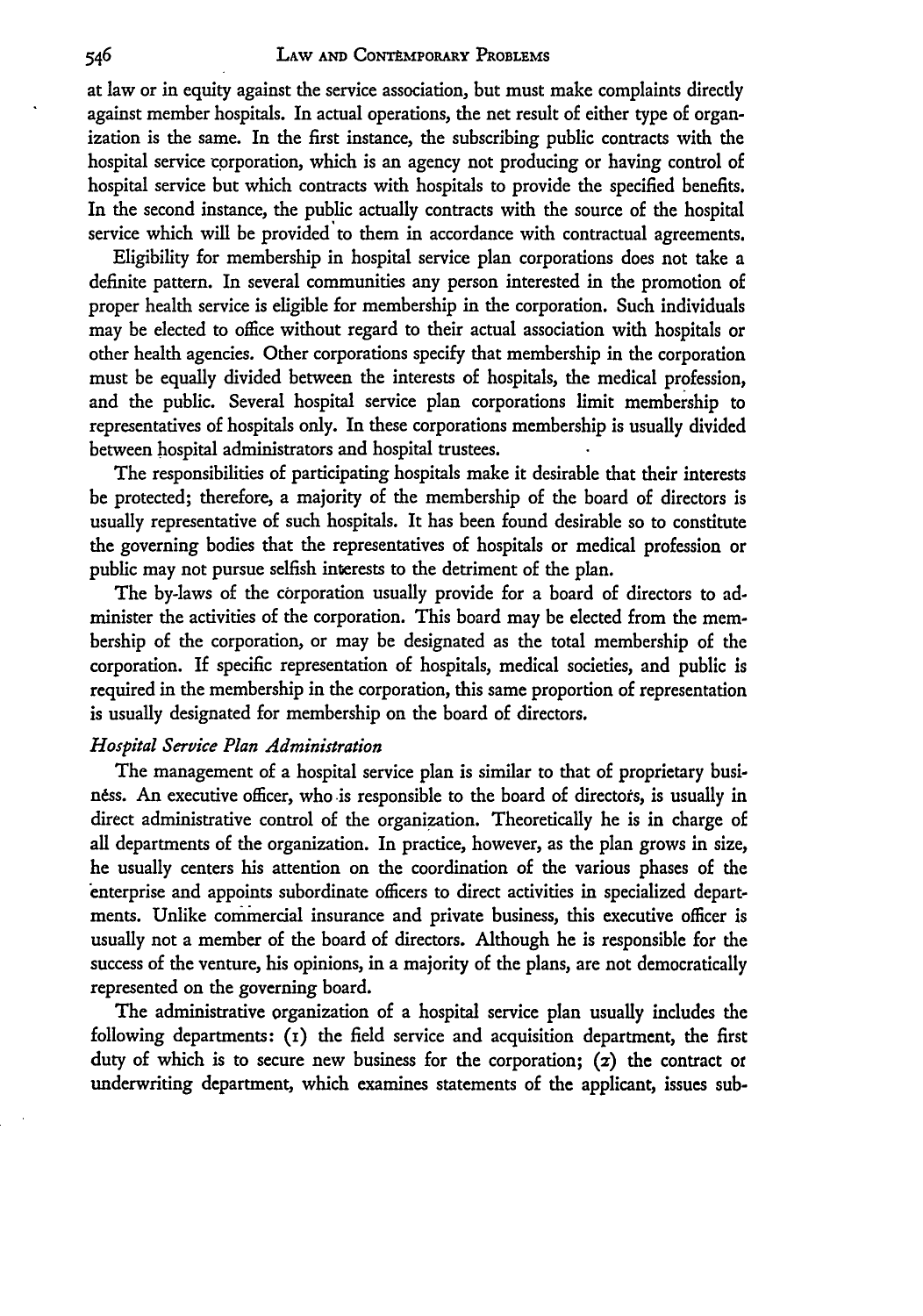at law or in equity against the service association, but must make complaints directly against member hospitals. In actual operations, the net result of either type of organization is the same. In the first instance, the subscribing public contracts with the hospital service corporation, which is an agency not producing or having control of hospital service but which contracts with hospitals to provide the specified benefits. In the second instance, the public actually contracts with the source of the hospital service which will be provided to them in accordance with contractual agreements.

Eligibility for membership in hospital service plan corporations does not take a definite pattern. In several communities any person interested in the promotion of proper health service is eligible for membership in the corporation. Such individuals may be elected to office without regard to their actual association with hospitals or other health agencies. Other corporations specify that membership in the corporation must be equally divided between the interests of hospitals, the medical profession, and the public. Several hospital service plan corporations limit membership to representatives of hospitals only. In these corporations membership is usually divided between hospital administrators and hospital trustees.

The responsibilities of participating hospitals make it desirable that their interests be protected; therefore, a majority of the membership of the board of directors is usually representative of such hospitals. It has been found desirable so to constitute the governing bodies that the representatives of hospitals or medical profession or public may not pursue selfish interests to the detriment of the plan.

The by-laws of the corporation usually provide for a board of directors to administer the activities of the corporation. This board may be elected from the membership of the corporation, or may be designated as the total membership of the corporation. If specific representation of hospitals, medical societies, and public is required in the membership in the corporation, this same proportion of representation is usually designated for membership on the board of directors.

### *Hospital Service Plan Administration*

The management of a hospital service plan is similar to that of proprietary business. An executive officer, who is responsible to the board of directors, is usually in direct administrative control of the organization. Theoretically he is in charge of all departments of the organization. In practice, however, as the plan grows in size, he usually centers his attention on the coordination of the various phases of the enterprise and appoints subordinate officers to direct activities in specialized departments. Unlike commercial insurance and private business, this executive officer is usually not a member of the board of directors. Although he is responsible for the success of the venture, his opinions, in a majority of the plans, are not democratically represented on the governing board.

The administrative organization of a hospital service plan usually includes the following departments: (1) the field service and acquisition department, the first duty of which is to secure new business for the corporation; (2) the contract or underwriting department, which examines statements of the applicant, issues sub-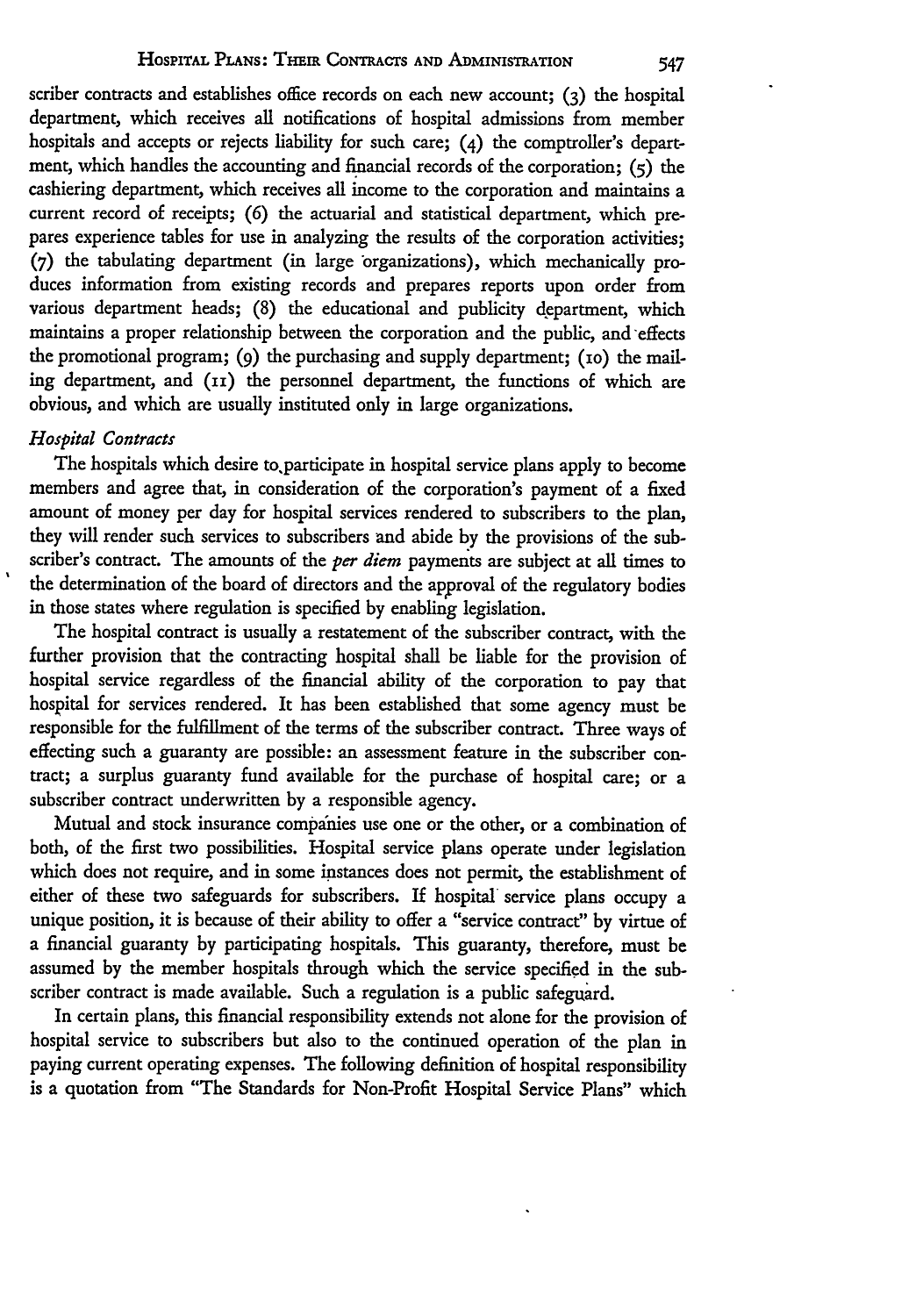scriber contracts and establishes office records on each new account; (3) the hospital department, which receives all notifications of hospital admissions from member hospitals and accepts or rejects liability for such care; (4) the comptroller's department, which handles the accounting and financial records of the corporation; (5) the cashiering department, which receives all income to the corporation and maintains a current record of receipts; (6) the actuarial and statistical department, which prepares experience tables for use in analyzing the results of the corporation activities; (7) the tabulating department (in large organizations), which mechanically produces information from existing records and prepares reports upon order from various department heads; (8) the educational and publicity department, which maintains a proper relationship between the corporation and the public, and effects the promotional program; (9) the purchasing and supply department; (10) the mailing department, and (11) the personnel department, the functions of which are obvious, and which are usually instituted only in large organizations.

*Hospital Contracts*

The hospitals which desire to participate in hospital service plans apply to become members and agree that, in consideration of the corporation's payment of a fixed amount of money per day for hospital services rendered to subscribers to the plan, they will render such services to subscribers and abide by the provisions of the subscriber's contract. The amounts of the *per diem* payments are subject at all times to the determination of the board of directors and the approval of the regulatory bodies in those states where regulation is specified by enabling legislation.

The hospital contract is usually a restatement of the subscriber contract, with the further provision that the contracting hospital shall be liable for the provision of hospital service regardless of the financial ability of the corporation to pay that hospital for services rendered. It has been established that some agency must be responsible for the fulfillment of the terms of the subscriber contract. Three ways of effecting such a guaranty are possible: an assessment feature in the subscriber contract; a surplus guaranty fund available for the purchase of hospital care; or a subscriber contract underwritten by a responsible agency.

Mutual and stock insurance companies use one or the other, or a combination of both, of the first two possibilities. Hospital service plans operate under legislation which does not require, and in some instances does not permit, the establishment of either of these two safeguards for subscribers. If hospital service plans occupy a unique position, it is because of their ability to offer a "service contract" by virtue of a financial guaranty by participating hospitals. This guaranty, therefore, must be assumed by the member hospitals through which the service specified in the subscriber contract is made available. Such a regulation is a public safeguard.

In certain plans, this financial responsibility extends not alone for the provision of hospital service to subscribers but also to the continued operation of the plan in paying current operating expenses. The following definition of hospital responsibility is a quotation from "The Standards for Non-Profit Hospital Service Plans" which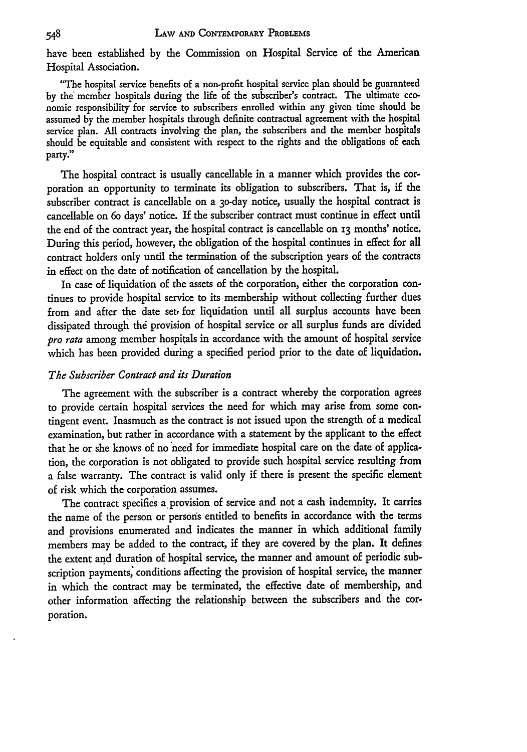have been established by the Commission on Hospital Service of the American Hospital Association.

> "The hospital service benefits of a non-profit hospital service plan should be guaranteed by the member hospitals during the life of the subscriber's contract. The ultimate economic responsibility for service to subscribers enrolled within any given time should be assumed by the member hospitals through definite contractual agreement with the hospital service plan. All contracts involving the plan, the subscribers and the member hospitals should be equitable and consistent with respect to the rights and the obligations of each party."

The hospital contract is usually cancellable in a manner which provides the corporation an opportunity to terminate its obligation to subscribers. That is, if the subscriber contract is cancellable on a 30-day notice, usually the hospital contract is cancellable on 60 days' notice. If the subscriber contract must continue in effect until the end of the contract year, the hospital contract is cancellable on 13 months' notice. During this period, however, the obligation of the hospital continues in effect for all contract holders only until the termination of the subscription years of the contracts in effect on the date of notification of cancellation by the hospital.

In case of liquidation of the assets of the corporation, either the corporation continues to provide hospital service to its membership without collecting further dues from and after the date set for liquidation until all surplus accounts have been dissipated through the provision of hospital service or all surplus funds are divided *pro rata* among member hospitals in accordance with the amount of hospital service which has been provided during a specified period prior to the date of liquidation.

### *The Subscriber Contract and its Duration*

The agreement with the subscriber is a contract whereby the corporation agrees to provide certain hospital services the need for which may arise from some contingent event. Inasmuch as the contract is not issued upon the strength of a medical examination, but rather in accordance with a statement by the applicant to the effect that he or she knows of no need for immediate hospital care on the date of application, the corporation is not obligated to provide such hospital service resulting from a false warranty. The contract is valid only if there is present the specific element of risk which the corporation assumes.

The contract specifies a provision of service and not a cash indemnity. It carries the name of the person or persons entitled to benefits in accordance with the terms and provisions enumerated and indicates the manner in which additional family members may be added to the contract, if they are covered by the plan. It defines the extent and duration of hospital service, the manner and amount of periodic subscription payments, conditions affecting the provision of hospital service, the manner in which the contract may be terminated, the effective date of membership, and other information affecting the relationship between the subscribers and the corporation.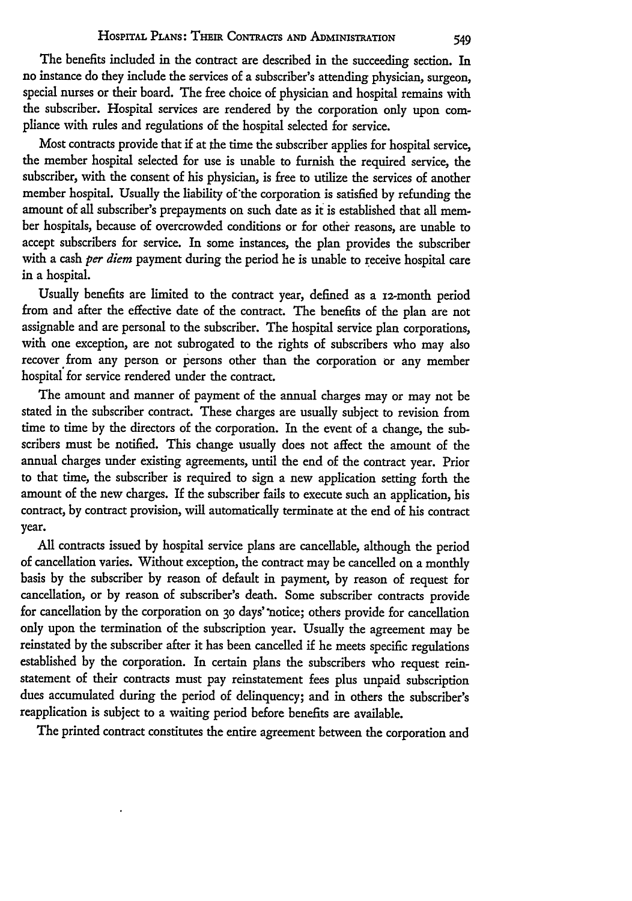The benefits included in the contract are described in the succeeding section. In no instance do they include the services of a subscriber's attending physician, surgeon, special nurses or their board. The free choice of physician and hospital remains with the subscriber. Hospital services are rendered by the corporation only upon compliance with rules and regulations of the hospital selected for service.

Most contracts provide that if at the time the subscriber applies for hospital service, the member hospital selected for use is unable to furnish the required service, the subscriber, with the consent of his physician, is free to utilize the services of another member hospital. Usually the liability of the corporation is satisfied by refunding the amount of all subscriber's prepayments on such date as it is established that all member hospitals, because of overcrowded conditions or for other reasons, are unable to accept subscribers for service. In some instances, the plan provides the subscriber with a cash *per diem* payment during the period he is unable to receive hospital care in a hospital.

Usually benefits are limited to the contract year, defined as a 12-month period from and after the effective date of the contract. The benefits of the plan are not assignable and are personal to the subscriber. The hospital service plan corporations, with one exception, are not subrogated to the rights of subscribers who may also recover from any person or persons other than the corporation or any member hospital for service rendered under the contract.

The amount and manner of payment of the annual charges may or may not be stated in the subscriber contract. These charges are usually subject to revision from time to time by the directors of the corporation. In the event of a change, the subscribers must be notified. This change usually does not affect the amount of the annual charges under existing agreements, until the end of the contract year. Prior to that time, the subscriber is required to sign a new application setting forth the amount of the new charges. If the subscriber fails to execute such an application, his contract, by contract provision, will automatically terminate at the end of his contract year.

All contracts issued by hospital service plans are cancellable, although the period of cancellation varies. Without exception, the contract may be cancelled on a monthly basis by the subscriber by reason of default in payment, by reason of request for cancellation, or by reason of subscriber's death. Some subscriber contracts provide for cancellation by the corporation on 30 days' notice; others provide for cancellation only upon the termination of the subscription year. Usually the agreement may be reinstated by the subscriber after it has been cancelled if he meets specific regulations established by the corporation. In certain plans the subscribers who request reinstatement of their contracts must pay reinstatement fees plus unpaid subscription dues accumulated during the period of delinquency; and in others the subscriber's reapplication is subject to a waiting period before benefits are available.

The printed contract constitutes the entire agreement between the corporation and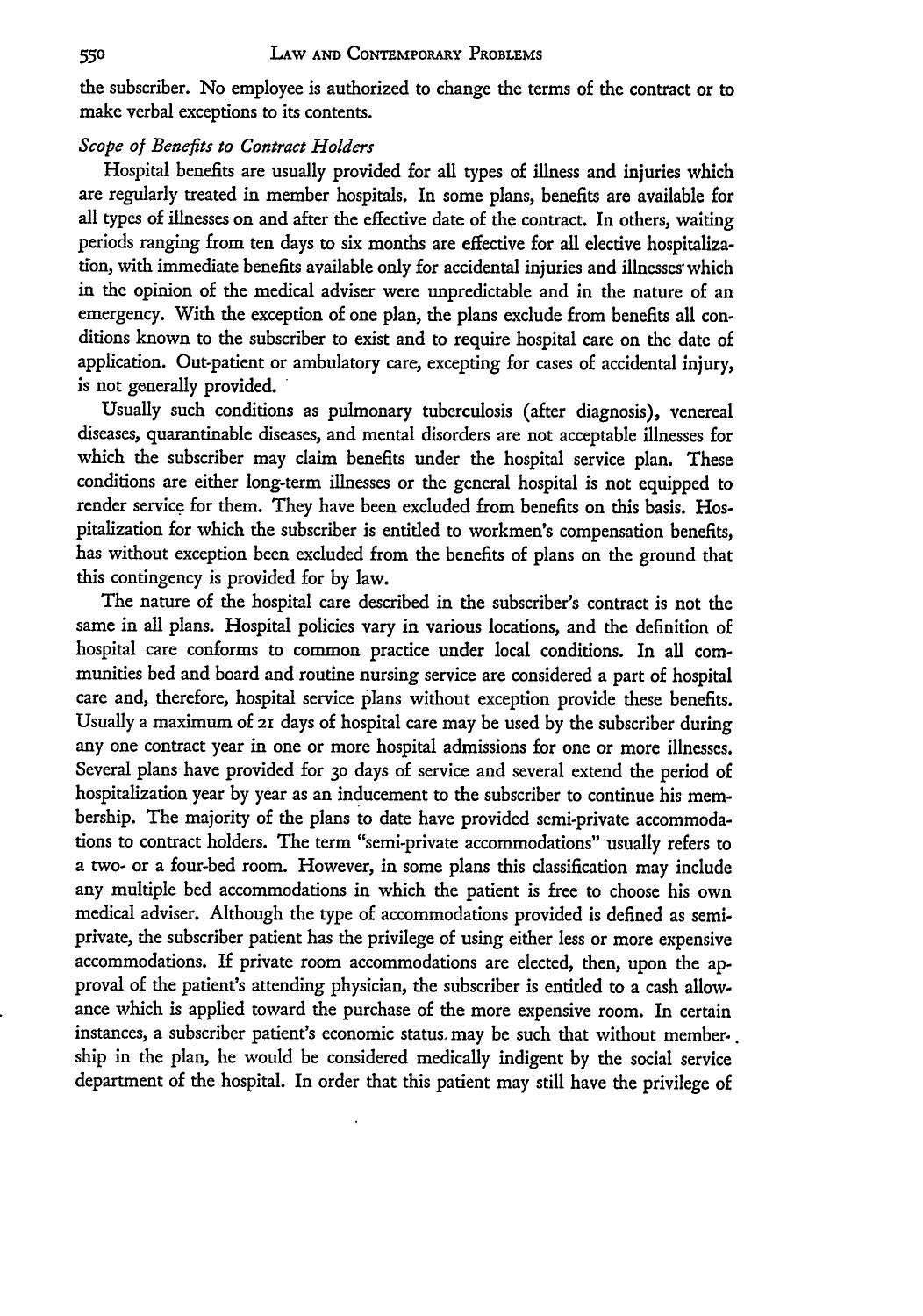the subscriber. No employee is authorized to change the terms of the contract or to make verbal exceptions to its contents.

*Scope of Benefits to Contract Holders*

Hospital benefits are usually provided for all types of illness and injuries which are regularly treated in member hospitals. In some plans, benefits are available for all types of illnesses on and after the effective date of the contract. In others, waiting periods ranging from ten days to six months are effective for all elective hospitalization, with immediate benefits available only for accidental injuries and illnesses which in the opinion of the medical adviser were unpredictable and in the nature of an emergency. With the exception of one plan, the plans exclude from benefits all conditions known to the subscriber to exist and to require hospital care on the date of application. Out-patient or ambulatory care, excepting for cases of accidental injury, is not generally provided.

Usually such conditions as pulmonary tuberculosis (after diagnosis), venereal diseases, quarantinable diseases, and mental disorders are not acceptable illnesses for which the subscriber may claim benefits under the hospital service plan. These conditions are either long-term illnesses or the general hospital is not equipped to render service for them. They have been excluded from benefits on this basis. Hospitalization for which the subscriber is entitled to workmen's compensation benefits, has without exception been excluded from the benefits of plans on the ground that this contingency is provided for by law.

The nature of the hospital care described in the subscriber's contract is not the same in all plans. Hospital policies vary in various locations, and the definition of hospital care conforms to common practice under local conditions. In all communities bed and board and routine nursing service are considered a part of hospital care and, therefore, hospital service plans without exception provide these benefits. Usually a maximum of 21 days of hospital care may be used by the subscriber during any one contract year in one or more hospital admissions for one or more illnesses. Several plans have provided for 30 days of service and several extend the period of hospitalization year by year as an inducement to the subscriber to continue his membership. The majority of the plans to date have provided semi-private accommodations to contract holders. The term "semi-private accommodations" usually refers to a two- or a four-bed room. However, in some plans this classification may include any multiple bed accommodations in which the patient is free to choose his own medical adviser. Although the type of accommodations provided is defined as semi-private, the subscriber patient has the privilege of using either less or more expensive accommodations. If private room accommodations are elected, then, upon the approval of the patient's attending physician, the subscriber is entitled to a cash allowance which is applied toward the purchase of the more expensive room. In certain instances, a subscriber patient's economic status may be such that without membership in the plan, he would be considered medically indigent by the social service department of the hospital. In order that this patient may still have the privilege of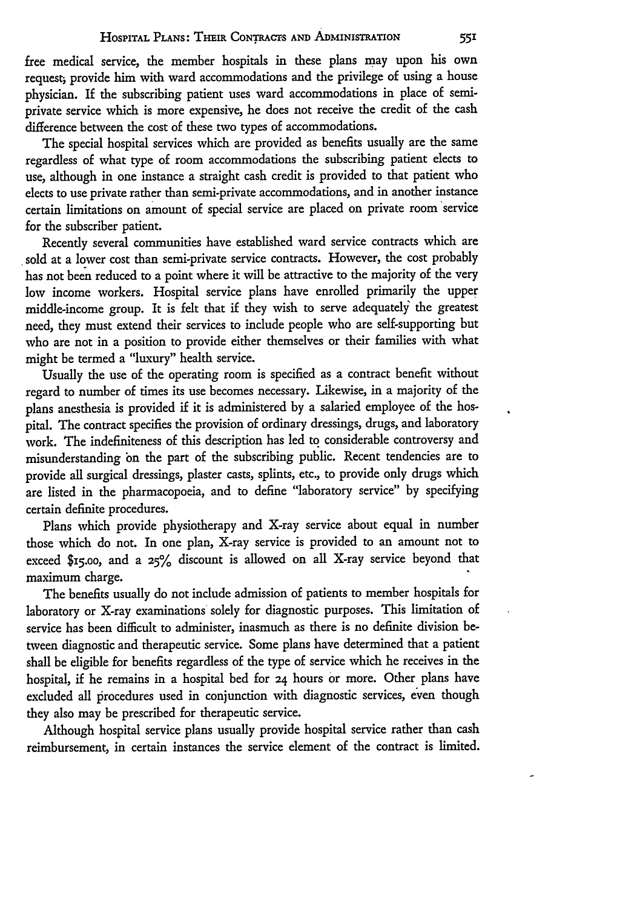free medical service, the member hospitals in these plans may upon his own request, provide him with ward accommodations and the privilege of using a house physician. If the subscribing patient uses ward accommodations in place of semi-private service which is more expensive, he does not receive the credit of the cash difference between the cost of these two types of accommodations.

The special hospital services which are provided as benefits usually are the same regardless of what type of room accommodations the subscribing patient elects to use, although in one instance a straight cash credit is provided to that patient who elects to use private rather than semi-private accommodations, and in another instance certain limitations on amount of special service are placed on private room service for the subscriber patient.

Recently several communities have established ward service contracts which are sold at a lower cost than semi-private service contracts. However, the cost probably has not been reduced to a point where it will be attractive to the majority of the very low income workers. Hospital service plans have enrolled primarily the upper middle-income group. It is felt that if they wish to serve adequately the greatest need, they must extend their services to include people who are self-supporting but who are not in a position to provide either themselves or their families with what might be termed a "luxury" health service.

Usually the use of the operating room is specified as a contract benefit without regard to number of times its use becomes necessary. Likewise, in a majority of the plans anesthesia is provided if it is administered by a salaried employee of the hospital. The contract specifies the provision of ordinary dressings, drugs, and laboratory work. The indefiniteness of this description has led to considerable controversy and misunderstanding on the part of the subscribing public. Recent tendencies are to provide all surgical dressings, plaster casts, splints, etc., to provide only drugs which are listed in the pharmacopoeia, and to define "laboratory service" by specifying certain definite procedures.

Plans which provide physiotherapy and X-ray service about equal in number those which do not. In one plan, X-ray service is provided to an amount not to exceed $15.00, and a 25% discount is allowed on all X-ray service beyond that maximum charge.

The benefits usually do not include admission of patients to member hospitals for laboratory or X-ray examinations solely for diagnostic purposes. This limitation of service has been difficult to administer, inasmuch as there is no definite division between diagnostic and therapeutic service. Some plans have determined that a patient shall be eligible for benefits regardless of the type of service which he receives in the hospital, if he remains in a hospital bed for 24 hours or more. Other plans have excluded all procedures used in conjunction with diagnostic services, even though they also may be prescribed for therapeutic service.

Although hospital service plans usually provide hospital service rather than cash reimbursement, in certain instances the service element of the contract is limited.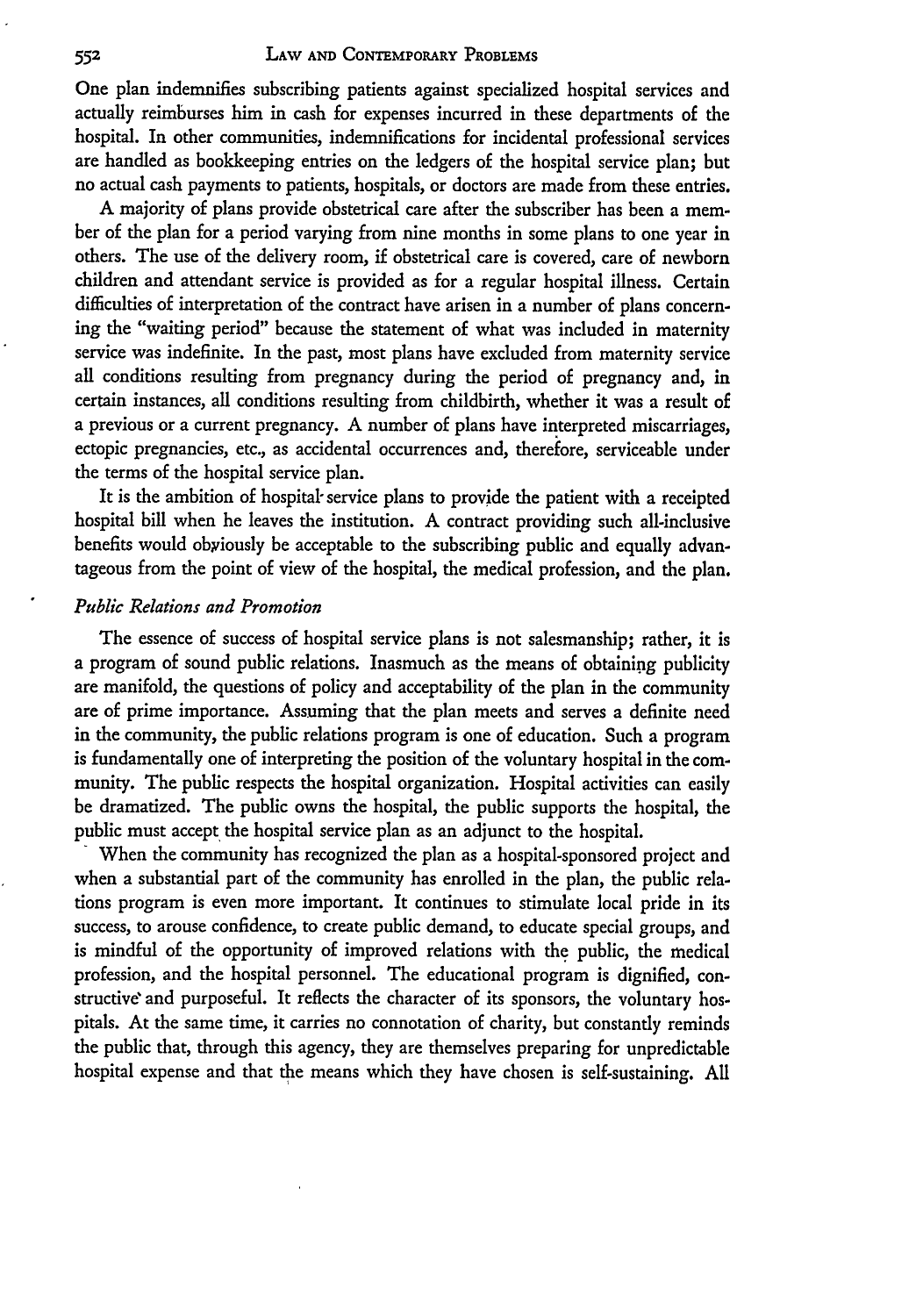One plan indemnifies subscribing patients against specialized hospital services and actually reimburses him in cash for expenses incurred in these departments of the hospital. In other communities, indemnifications for incidental professional services are handled as bookkeeping entries on the ledgers of the hospital service plan; but no actual cash payments to patients, hospitals, or doctors are made from these entries.

A majority of plans provide obstetrical care after the subscriber has been a member of the plan for a period varying from nine months in some plans to one year in others. The use of the delivery room, if obstetrical care is covered, care of newborn children and attendant service is provided as for a regular hospital illness. Certain difficulties of interpretation of the contract have arisen in a number of plans concerning the "waiting period" because the statement of what was included in maternity service was indefinite. In the past, most plans have excluded from maternity service all conditions resulting from pregnancy during the period of pregnancy and, in certain instances, all conditions resulting from childbirth, whether it was a result of a previous or a current pregnancy. A number of plans have interpreted miscarriages, ectopic pregnancies, etc., as accidental occurrences and, therefore, serviceable under the terms of the hospital service plan.

It is the ambition of hospital service plans to provide the patient with a receipted hospital bill when he leaves the institution. A contract providing such all-inclusive benefits would obviously be acceptable to the subscribing public and equally advantageous from the point of view of the hospital, the medical profession, and the plan.

### *Public Relations and Promotion*

The essence of success of hospital service plans is not salesmanship; rather, it is a program of sound public relations. Inasmuch as the means of obtaining publicity are manifold, the questions of policy and acceptability of the plan in the community are of prime importance. Assuming that the plan meets and serves a definite need in the community, the public relations program is one of education. Such a program is fundamentally one of interpreting the position of the voluntary hospital in the community. The public respects the hospital organization. Hospital activities can easily be dramatized. The public owns the hospital, the public supports the hospital, the public must accept the hospital service plan as an adjunct to the hospital.

When the community has recognized the plan as a hospital-sponsored project and when a substantial part of the community has enrolled in the plan, the public relations program is even more important. It continues to stimulate local pride in its success, to arouse confidence, to create public demand, to educate special groups, and is mindful of the opportunity of improved relations with the public, the medical profession, and the hospital personnel. The educational program is dignified, constructive and purposeful. It reflects the character of its sponsors, the voluntary hospitals. At the same time, it carries no connotation of charity, but constantly reminds the public that, through this agency, they are themselves preparing for unpredictable hospital expense and that the means which they have chosen is self-sustaining. All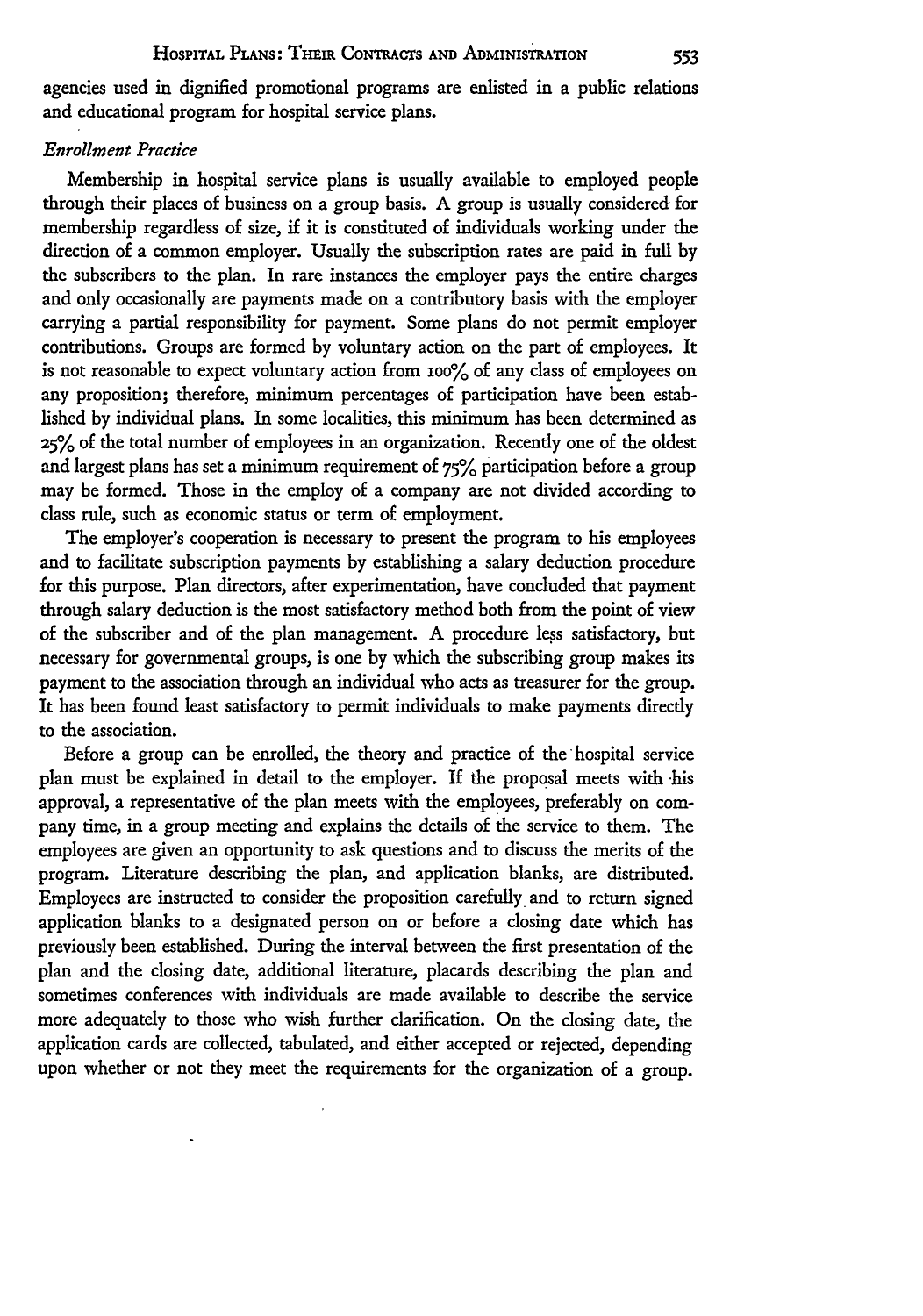agencies used in dignified promotional programs are enlisted in a public relations and educational program for hospital service plans.

*Enrollment Practice*

Membership in hospital service plans is usually available to employed people through their places of business on a group basis. A group is usually considered for membership regardless of size, if it is constituted of individuals working under the direction of a common employer. Usually the subscription rates are paid in full by the subscribers to the plan. In rare instances the employer pays the entire charges and only occasionally are payments made on a contributory basis with the employer carrying a partial responsibility for payment. Some plans do not permit employer contributions. Groups are formed by voluntary action on the part of employees. It is not reasonable to expect voluntary action from 100% of any class of employees on any proposition; therefore, minimum percentages of participation have been established by individual plans. In some localities, this minimum has been determined as 25% of the total number of employees in an organization. Recently one of the oldest and largest plans has set a minimum requirement of 75% participation before a group may be formed. Those in the employ of a company are not divided according to class rule, such as economic status or term of employment.

The employer's cooperation is necessary to present the program to his employees and to facilitate subscription payments by establishing a salary deduction procedure for this purpose. Plan directors, after experimentation, have concluded that payment through salary deduction is the most satisfactory method both from the point of view of the subscriber and of the plan management. A procedure less satisfactory, but necessary for governmental groups, is one by which the subscribing group makes its payment to the association through an individual who acts as treasurer for the group. It has been found least satisfactory to permit individuals to make payments directly to the association.

Before a group can be enrolled, the theory and practice of the hospital service plan must be explained in detail to the employer. If the proposal meets with his approval, a representative of the plan meets with the employees, preferably on company time, in a group meeting and explains the details of the service to them. The employees are given an opportunity to ask questions and to discuss the merits of the program. Literature describing the plan, and application blanks, are distributed. Employees are instructed to consider the proposition carefully and to return signed application blanks to a designated person on or before a closing date which has previously been established. During the interval between the first presentation of the plan and the closing date, additional literature, placards describing the plan and sometimes conferences with individuals are made available to describe the service more adequately to those who wish further clarification. On the closing date, the application cards are collected, tabulated, and either accepted or rejected, depending upon whether or not they meet the requirements for the organization of a group.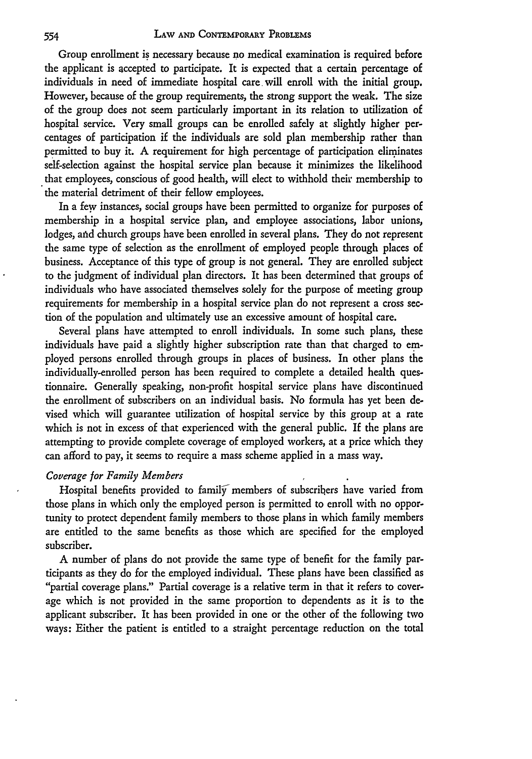Group enrollment is necessary because no medical examination is required before the applicant is accepted to participate. It is expected that a certain percentage of individuals in need of immediate hospital care will enroll with the initial group. However, because of the group requirements, the strong support the weak. The size of the group does not seem particularly important in its relation to utilization of hospital service. Very small groups can be enrolled safely at slightly higher percentages of participation if the individuals are sold plan membership rather than permitted to buy it. A requirement for high percentage of participation eliminates self-selection against the hospital service plan because it minimizes the likelihood that employees, conscious of good health, will elect to withhold their membership to the material detriment of their fellow employees.

In a few instances, social groups have been permitted to organize for purposes of membership in a hospital service plan, and employee associations, labor unions, lodges, and church groups have been enrolled in several plans. They do not represent the same type of selection as the enrollment of employed people through places of business. Acceptance of this type of group is not general. They are enrolled subject to the judgment of individual plan directors. It has been determined that groups of individuals who have associated themselves solely for the purpose of meeting group requirements for membership in a hospital service plan do not represent a cross section of the population and ultimately use an excessive amount of hospital care.

Several plans have attempted to enroll individuals. In some such plans, these individuals have paid a slightly higher subscription rate than that charged to employed persons enrolled through groups in places of business. In other plans the individually-enrolled person has been required to complete a detailed health questionnaire. Generally speaking, non-profit hospital service plans have discontinued the enrollment of subscribers on an individual basis. No formula has yet been devised which will guarantee utilization of hospital service by this group at a rate which is not in excess of that experienced with the general public. If the plans are attempting to provide complete coverage of employed workers, at a price which they can afford to pay, it seems to require a mass scheme applied in a mass way.

### *Coverage for Family Members*

Hospital benefits provided to family members of subscribers have varied from those plans in which only the employed person is permitted to enroll with no opportunity to protect dependent family members to those plans in which family members are entitled to the same benefits as those which are specified for the employed subscriber.

A number of plans do not provide the same type of benefit for the family participants as they do for the employed individual. These plans have been classified as "partial coverage plans." Partial coverage is a relative term in that it refers to coverage which is not provided in the same proportion to dependents as it is to the applicant subscriber. It has been provided in one or the other of the following two ways: Either the patient is entitled to a straight percentage reduction on the total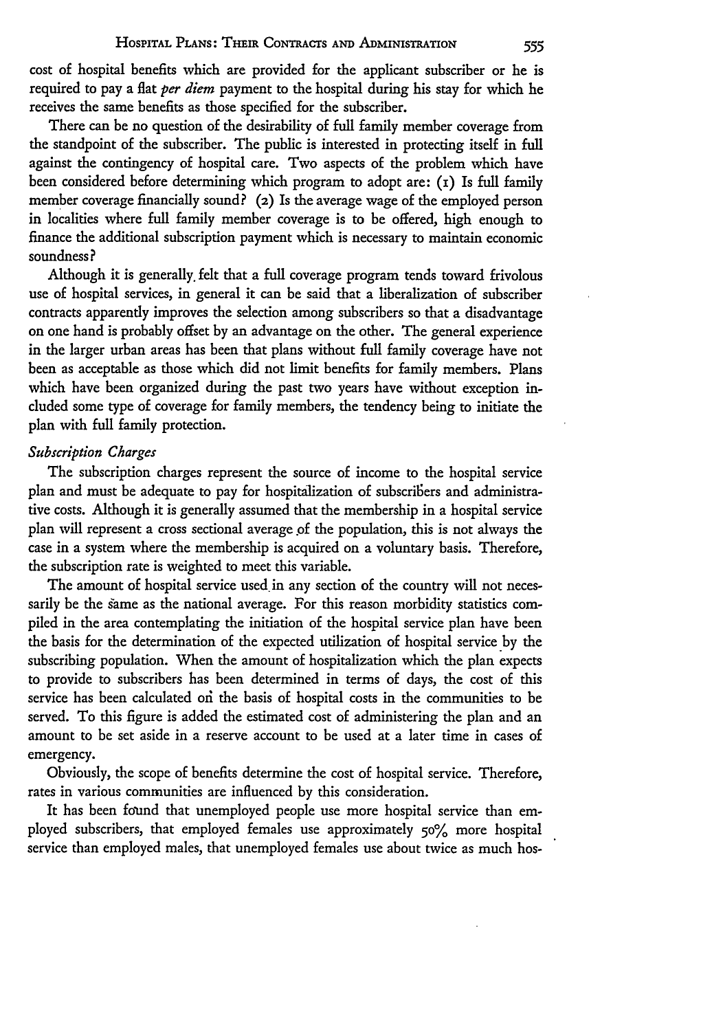cost of hospital benefits which are provided for the applicant subscriber or he is required to pay a flat *per diem* payment to the hospital during his stay for which he receives the same benefits as those specified for the subscriber.

There can be no question of the desirability of full family member coverage from the standpoint of the subscriber. The public is interested in protecting itself in full against the contingency of hospital care. Two aspects of the problem which have been considered before determining which program to adopt are: (1) Is full family member coverage financially sound? (2) Is the average wage of the employed person in localities where full family member coverage is to be offered, high enough to finance the additional subscription payment which is necessary to maintain economic soundness?

Although it is generally felt that a full coverage program tends toward frivolous use of hospital services, in general it can be said that a liberalization of subscriber contracts apparently improves the selection among subscribers so that a disadvantage on one hand is probably offset by an advantage on the other. The general experience in the larger urban areas has been that plans without full family coverage have not been as acceptable as those which did not limit benefits for family members. Plans which have been organized during the past two years have without exception included some type of coverage for family members, the tendency being to initiate the plan with full family protection.

*Subscription Charges*

The subscription charges represent the source of income to the hospital service plan and must be adequate to pay for hospitalization of subscribers and administrative costs. Although it is generally assumed that the membership in a hospital service plan will represent a cross sectional average of the population, this is not always the case in a system where the membership is acquired on a voluntary basis. Therefore, the subscription rate is weighted to meet this variable.

The amount of hospital service used in any section of the country will not necessarily be the same as the national average. For this reason morbidity statistics compiled in the area contemplating the initiation of the hospital service plan have been the basis for the determination of the expected utilization of hospital service by the subscribing population. When the amount of hospitalization which the plan expects to provide to subscribers has been determined in terms of days, the cost of this service has been calculated on the basis of hospital costs in the communities to be served. To this figure is added the estimated cost of administering the plan and an amount to be set aside in a reserve account to be used at a later time in cases of emergency.

Obviously, the scope of benefits determine the cost of hospital service. Therefore, rates in various communities are influenced by this consideration.

It has been found that unemployed people use more hospital service than employed subscribers, that employed females use approximately 50% more hospital service than employed males, that unemployed females use about twice as much hos-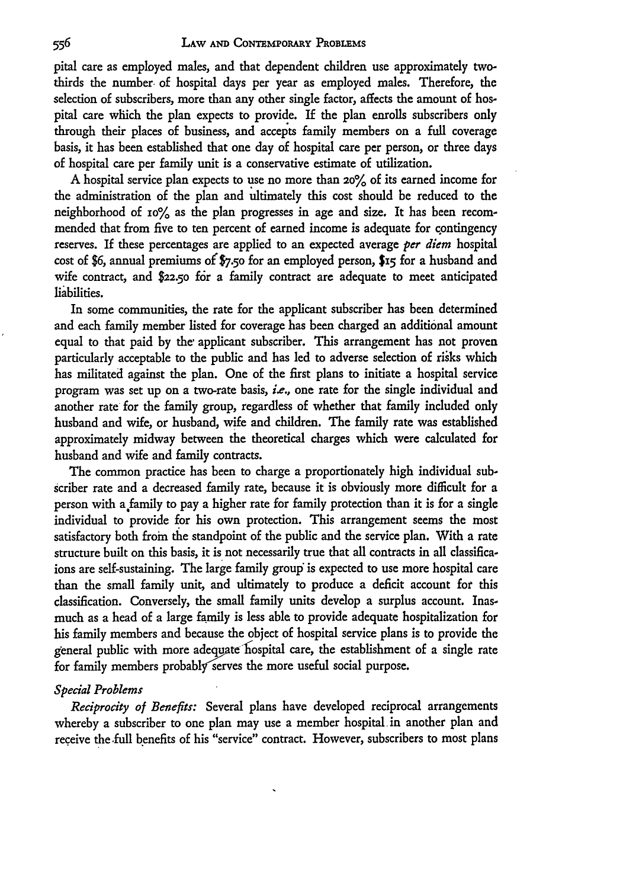pital care as employed males, and that dependent children use approximately two-thirds the number of hospital days per year as employed males. Therefore, the selection of subscribers, more than any other single factor, affects the amount of hospital care which the plan expects to provide. If the plan enrolls subscribers only through their places of business, and accepts family members on a full coverage basis, it has been established that one day of hospital care per person, or three days of hospital care per family unit is a conservative estimate of utilization.

A hospital service plan expects to use no more than 20% of its earned income for the administration of the plan and ultimately this cost should be reduced to the neighborhood of 10% as the plan progresses in age and size. It has been recommended that from five to ten percent of earned income is adequate for contingency reserves. If these percentages are applied to an expected average *per diem* hospital cost of $6, annual premiums of $7.50 for an employed person, $15 for a husband and wife contract, and $22.50 for a family contract are adequate to meet anticipated liabilities.

In some communities, the rate for the applicant subscriber has been determined and each family member listed for coverage has been charged an additional amount equal to that paid by the applicant subscriber. This arrangement has not proven particularly acceptable to the public and has led to adverse selection of risks which has militated against the plan. One of the first plans to initiate a hospital service program was set up on a two-rate basis, *i.e.*, one rate for the single individual and another rate for the family group, regardless of whether that family included only husband and wife, or husband, wife and children. The family rate was established approximately midway between the theoretical charges which were calculated for husband and wife and family contracts.

The common practice has been to charge a proportionately high individual subscriber rate and a decreased family rate, because it is obviously more difficult for a person with a family to pay a higher rate for family protection than it is for a single individual to provide for his own protection. This arrangement seems the most satisfactory both from the standpoint of the public and the service plan. With a rate structure built on this basis, it is not necessarily true that all contracts in all classifications are self-sustaining. The large family group is expected to use more hospital care than the small family unit, and ultimately to produce a deficit account for this classification. Conversely, the small family units develop a surplus account. Inasmuch as a head of a large family is less able to provide adequate hospitalization for his family members and because the object of hospital service plans is to provide the general public with more adequate hospital care, the establishment of a single rate for family members probably serves the more useful social purpose.

### *Special Problems*

*Reciprocity of Benefits:* Several plans have developed reciprocal arrangements whereby a subscriber to one plan may use a member hospital in another plan and receive the full benefits of his "service" contract. However, subscribers to most plans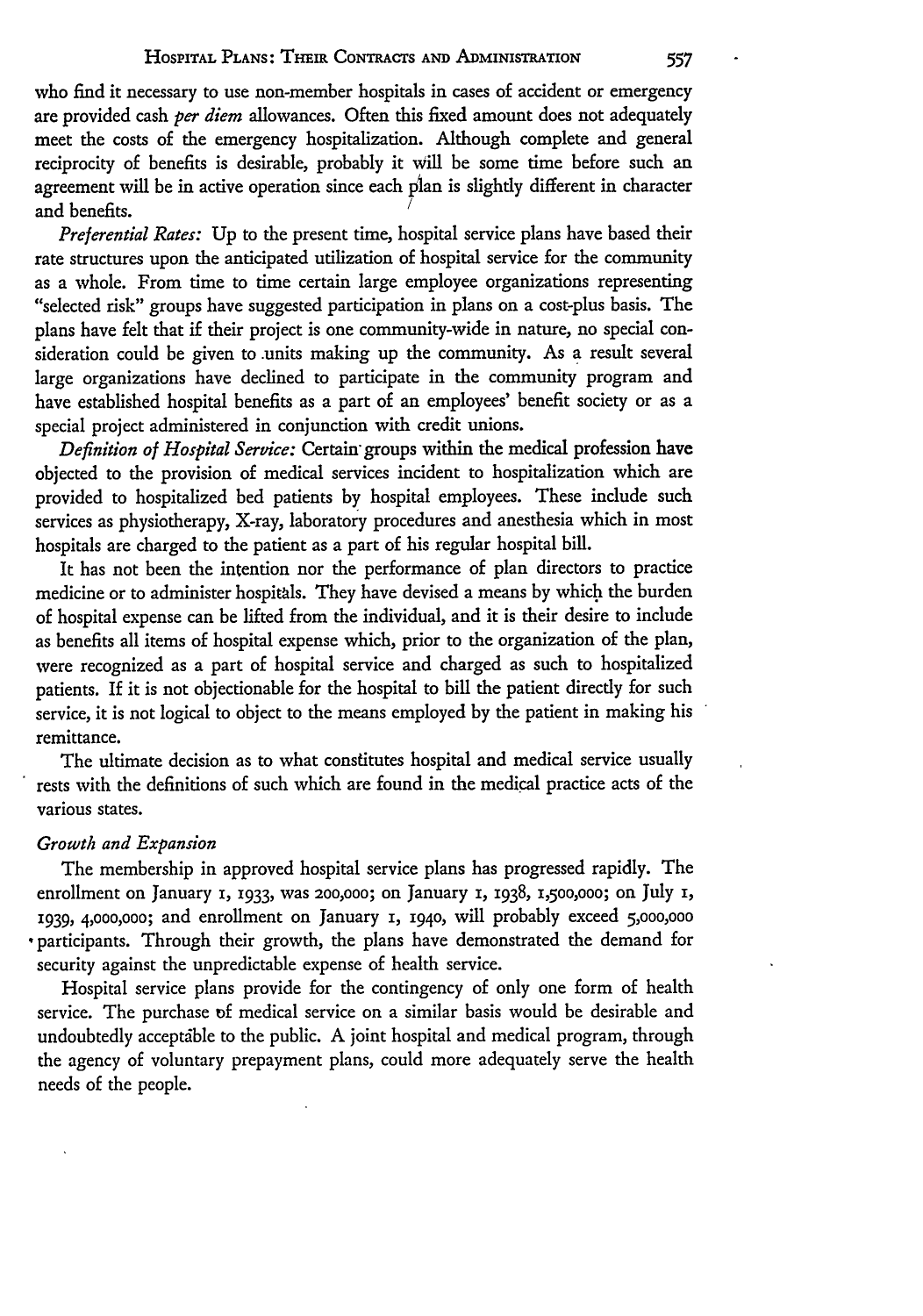who find it necessary to use non-member hospitals in cases of accident or emergency are provided cash *per diem* allowances. Often this fixed amount does not adequately meet the costs of the emergency hospitalization. Although complete and general reciprocity of benefits is desirable, probably it will be some time before such an agreement will be in active operation since each plan is slightly different in character and benefits.

*Preferential Rates:* Up to the present time, hospital service plans have based their rate structures upon the anticipated utilization of hospital service for the community as a whole. From time to time certain large employee organizations representing "selected risk" groups have suggested participation in plans on a cost-plus basis. The plans have felt that if their project is one community-wide in nature, no special consideration could be given to units making up the community. As a result several large organizations have declined to participate in the community program and have established hospital benefits as a part of an employees' benefit society or as a special project administered in conjunction with credit unions.

*Definition of Hospital Service:* Certain groups within the medical profession have objected to the provision of medical services incident to hospitalization which are provided to hospitalized bed patients by hospital employees. These include such services as physiotherapy, X-ray, laboratory procedures and anesthesia which in most hospitals are charged to the patient as a part of his regular hospital bill.

It has not been the intention nor the performance of plan directors to practice medicine or to administer hospitals. They have devised a means by which the burden of hospital expense can be lifted from the individual, and it is their desire to include as benefits all items of hospital expense which, prior to the organization of the plan, were recognized as a part of hospital service and charged as such to hospitalized patients. If it is not objectionable for the hospital to bill the patient directly for such service, it is not logical to object to the means employed by the patient in making his remittance.

The ultimate decision as to what constitutes hospital and medical service usually rests with the definitions of such which are found in the medical practice acts of the various states.

### *Growth and Expansion*

The membership in approved hospital service plans has progressed rapidly. The enrollment on January 1, 1933, was 200,000; on January 1, 1938, 1,500,000; on July 1, 1939, 4,000,000; and enrollment on January 1, 1940, will probably exceed 5,000,000 participants. Through their growth, the plans have demonstrated the demand for security against the unpredictable expense of health service.

Hospital service plans provide for the contingency of only one form of health service. The purchase of medical service on a similar basis would be desirable and undoubtedly acceptable to the public. A joint hospital and medical program, through the agency of voluntary prepayment plans, could more adequately serve the health needs of the people.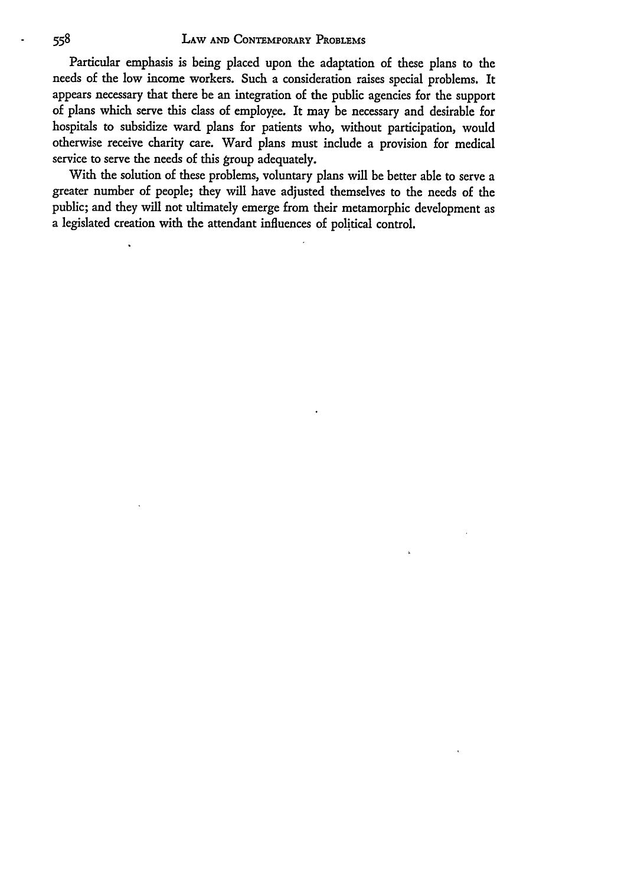Particular emphasis is being placed upon the adaptation of these plans to the needs of the low income workers. Such a consideration raises special problems. It appears necessary that there be an integration of the public agencies for the support of plans which serve this class of employee. It may be necessary and desirable for hospitals to subsidize ward plans for patients who, without participation, would otherwise receive charity care. Ward plans must include a provision for medical service to serve the needs of this group adequately.

With the solution of these problems, voluntary plans will be better able to serve a greater number of people; they will have adjusted themselves to the needs of the public; and they will not ultimately emerge from their metamorphic development as a legislated creation with the attendant influences of political control.